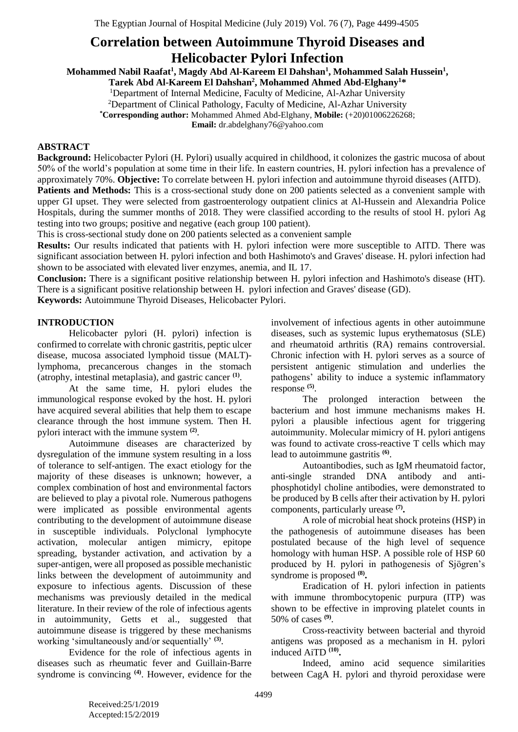# Correlation between Autoimmune Thyroid Diseases and Helicobacter Pylori Infection

**Mohammed Nabil Raafat[1], Magdy Abd Al-Kareem El Dahshan[1], Mohammed Salah Hussein[1], Tarek Abd Al-Kareem El Dahshan[2], Mohammed Ahmed Abd-Elghany[1]***

[1]Department of Internal Medicine, Faculty of Medicine, Al-Azhar University

[2]Department of Clinical Pathology, Faculty of Medicine, Al-Azhar University

***Corresponding author:** Mohammed Ahmed Abd-Elghany, **Mobile:** (+20)01006226268;
**Email:** dr.abdelghany76@yahoo.com

## ABSTRACT

**Background:** Helicobacter Pylori (H. Pylori) usually acquired in childhood, it colonizes the gastric mucosa of about 50% of the world's population at some time in their life. In eastern countries, H. pylori infection has a prevalence of approximately 70%. **Objective:** To correlate between H. pylori infection and autoimmune thyroid diseases (AITD).

**Patients and Methods:** This is a cross-sectional study done on 200 patients selected as a convenient sample with upper GI upset. They were selected from gastroenterology outpatient clinics at Al-Hussein and Alexandria Police Hospitals, during the summer months of 2018. They were classified according to the results of stool H. pylori Ag testing into two groups; positive and negative (each group 100 patient).

This is cross-sectional study done on 200 patients selected as a convenient sample

**Results:** Our results indicated that patients with H. pylori infection were more susceptible to AITD. There was significant association between H. pylori infection and both Hashimoto's and Graves' disease. H. pylori infection had shown to be associated with elevated liver enzymes, anemia, and IL 17.

**Conclusion:** There is a significant positive relationship between H. pylori infection and Hashimoto's disease (HT). There is a significant positive relationship between H. pylori infection and Graves' disease (GD).

**Keywords:** Autoimmune Thyroid Diseases, Helicobacter Pylori.

## INTRODUCTION

Helicobacter pylori (H. pylori) infection is confirmed to correlate with chronic gastritis, peptic ulcer disease, mucosa associated lymphoid tissue (MALT)-lymphoma, precancerous changes in the stomach (atrophy, intestinal metaplasia), and gastric cancer [(1)].

At the same time, H. pylori eludes the immunological response evoked by the host. H. pylori have acquired several abilities that help them to escape clearance through the host immune system. Then H. pylori interact with the immune system [(2)].

Autoimmune diseases are characterized by dysregulation of the immune system resulting in a loss of tolerance to self-antigen. The exact etiology for the majority of these diseases is unknown; however, a complex combination of host and environmental factors are believed to play a pivotal role. Numerous pathogens were implicated as possible environmental agents contributing to the development of autoimmune disease in susceptible individuals. Polyclonal lymphocyte activation, molecular antigen mimicry, epitope spreading, bystander activation, and activation by a super-antigen, were all proposed as possible mechanistic links between the development of autoimmunity and exposure to infectious agents. Discussion of these mechanisms was previously detailed in the medical literature. In their review of the role of infectious agents in autoimmunity, Getts et al., suggested that autoimmune disease is triggered by these mechanisms working 'simultaneously and/or sequentially' [(3)].

Evidence for the role of infectious agents in diseases such as rheumatic fever and Guillain-Barre syndrome is convincing [(4)]. However, evidence for the involvement of infectious agents in other autoimmune diseases, such as systemic lupus erythematosus (SLE) and rheumatoid arthritis (RA) remains controversial. Chronic infection with H. pylori serves as a source of persistent antigenic stimulation and underlies the pathogens' ability to induce a systemic inflammatory response [(5)].

The prolonged interaction between the bacterium and host immune mechanisms makes H. pylori a plausible infectious agent for triggering autoimmunity. Molecular mimicry of H. pylori antigens was found to activate cross-reactive T cells which may lead to autoimmune gastritis [(6)].

Autoantibodies, such as IgM rheumatoid factor, anti-single stranded DNA antibody and anti-phosphotidyl choline antibodies, were demonstrated to be produced by B cells after their activation by H. pylori components, particularly urease [(7)].

A role of microbial heat shock proteins (HSP) in the pathogenesis of autoimmune diseases has been postulated because of the high level of sequence homology with human HSP. A possible role of HSP 60 produced by H. pylori in pathogenesis of Sjögren's syndrome is proposed [(8)].

Eradication of H. pylori infection in patients with immune thrombocytopenic purpura (ITP) was shown to be effective in improving platelet counts in 50% of cases [(9)].

Cross-reactivity between bacterial and thyroid antigens was proposed as a mechanism in H. pylori induced AiTD [(10)].

Indeed, amino acid sequence similarities between CagA H. pylori and thyroid peroxidase were

Received:25/1/2019
Accepted:15/2/2019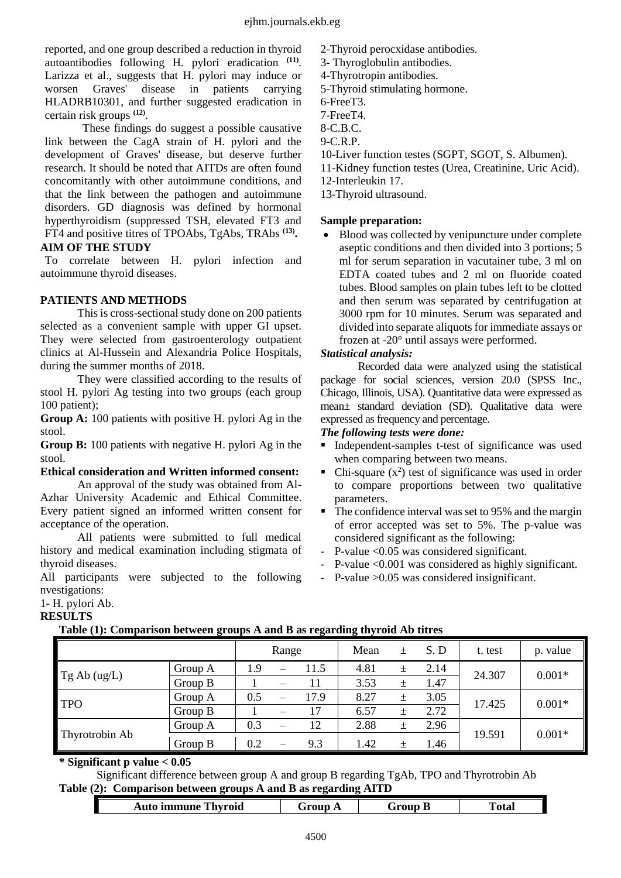reported, and one group described a reduction in thyroid autoantibodies following H. pylori eradication [11]. Larizza et al., suggests that H. pylori may induce or worsen Graves' disease in patients carrying HLADRB10301, and further suggested eradication in certain risk groups [12].

These findings do suggest a possible causative link between the CagA strain of H. pylori and the development of Graves' disease, but deserve further research. It should be noted that AITDs are often found concomitantly with other autoimmune conditions, and that the link between the pathogen and autoimmune disorders. GD diagnosis was defined by hormonal hyperthyroidism (suppressed TSH, elevated FT3 and FT4 and positive titres of TPOAbs, TgAbs, TRAbs [13].

## AIM OF THE STUDY

To correlate between H. pylori infection and autoimmune thyroid diseases.

## PATIENTS AND METHODS

This is cross-sectional study done on 200 patients selected as a convenient sample with upper GI upset. They were selected from gastroenterology outpatient clinics at Al-Hussein and Alexandria Police Hospitals, during the summer months of 2018.

They were classified according to the results of stool H. pylori Ag testing into two groups (each group 100 patient);

**Group A:** 100 patients with positive H. pylori Ag in the stool.

**Group B:** 100 patients with negative H. pylori Ag in the stool.

**Ethical consideration and Written informed consent:**

An approval of the study was obtained from Al-Azhar University Academic and Ethical Committee. Every patient signed an informed written consent for acceptance of the operation.

All patients were submitted to full medical history and medical examination including stigmata of thyroid diseases.

All participants were subjected to the following nvestigations:

1- H. pylori Ab.
2-Thyroid perocxidase antibodies.
3- Thyroglobulin antibodies.
4-Thyrotropin antibodies.
5-Thyroid stimulating hormone.
6-FreeT3.
7-FreeT4.
8-C.B.C.
9-C.R.P.
10-Liver function testes (SGPT, SGOT, S. Albumen).
11-Kidney function testes (Urea, Creatinine, Uric Acid).
12-Interleukin 17.
13-Thyroid ultrasound.

**Sample preparation:**

- Blood was collected by venipuncture under complete aseptic conditions and then divided into 3 portions; 5 ml for serum separation in vacutainer tube, 3 ml on EDTA coated tubes and 2 ml on fluoride coated tubes. Blood samples on plain tubes left to be clotted and then serum was separated by centrifugation at 3000 rpm for 10 minutes. Serum was separated and divided into separate aliquots for immediate assays or frozen at -20° until assays were performed.

***Statistical analysis:***

Recorded data were analyzed using the statistical package for social sciences, version 20.0 (SPSS Inc., Chicago, Illinois, USA). Quantitative data were expressed as mean± standard deviation (SD). Qualitative data were expressed as frequency and percentage.

***The following tests were done:***

- Independent-samples t-test of significance was used when comparing between two means.
- Chi-square ($x^2$) test of significance was used in order to compare proportions between two qualitative parameters.
- The confidence interval was set to 95% and the margin of error accepted was set to 5%. The p-value was considered significant as the following:
- P-value <0.05 was considered significant.
- P-value <0.001 was considered as highly significant.
- P-value >0.05 was considered insignificant.

## RESULTS

**Table (1): Comparison between groups A and B as regarding thyroid Ab titres**

| | | Range | | | Mean | ± | S. D | t. test | p. value |
|---|---|---|---|---|---|---|---|---|---|
| Tg Ab (ug/L) | Group A | 1.9 | – | 11.5 | 4.81 | ± | 2.14 | 24.307 | 0.001* |
| | Group B | 1 | – | 11 | 3.53 | ± | 1.47 | | |
| TPO | Group A | 0.5 | – | 17.9 | 8.27 | ± | 3.05 | 17.425 | 0.001* |
| | Group B | 1 | – | 17 | 6.57 | ± | 2.72 | | |
| Thyrotrobin Ab | Group A | 0.3 | – | 12 | 2.88 | ± | 2.96 | 19.591 | 0.001* |
| | Group B | 0.2 | – | 9.3 | 1.42 | ± | 1.46 | | |

**\* Significant p value < 0.05**

Significant difference between group A and group B regarding TgAb, TPO and Thyrotrobin Ab

**Table (2): Comparison between groups A and B as regarding AITD**

| Auto immune Thyroid | Group A | Group B | Total |
|---|---|---|---|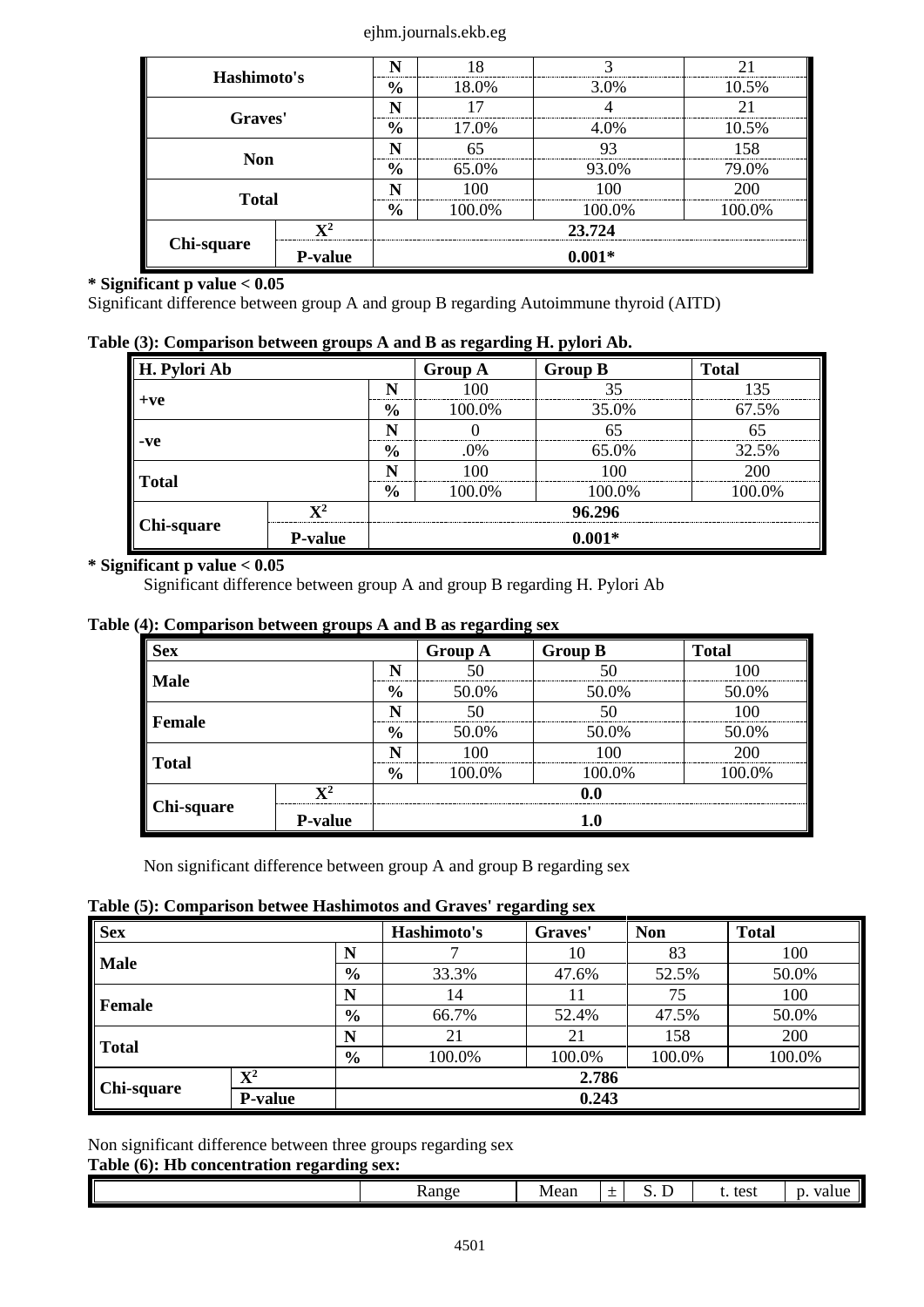| | | | | | |
|---|---|---|---|---|---|
| Hashimoto's | | N | 18 | 3 | 21 |
| | | % | 18.0% | 3.0% | 10.5% |
| Graves' | | N | 17 | 4 | 21 |
| | | % | 17.0% | 4.0% | 10.5% |
| Non | | N | 65 | 93 | 158 |
| | | % | 65.0% | 93.0% | 79.0% |
| Total | | N | 100 | 100 | 200 |
| | | % | 100.0% | 100.0% | 100.0% |
| Chi-square | $X^2$ | 23.724 | | | |
| | P-value | 0.001* | | | |

**\* Significant p value < 0.05**

Significant difference between group A and group B regarding Autoimmune thyroid (AITD)

**Table (3): Comparison between groups A and B as regarding H. pylori Ab.**

| H. Pylori Ab | | | Group A | Group B | Total |
|---|---|---|---|---|---|
| +ve | | N | 100 | 35 | 135 |
| | | % | 100.0% | 35.0% | 67.5% |
| -ve | | N | 0 | 65 | 65 |
| | | % | .0% | 65.0% | 32.5% |
| Total | | N | 100 | 100 | 200 |
| | | % | 100.0% | 100.0% | 100.0% |
| Chi-square | $X^2$ | 96.296 | | | |
| | P-value | 0.001* | | | |

**\* Significant p value < 0.05**

Significant difference between group A and group B regarding H. Pylori Ab

**Table (4): Comparison between groups A and B as regarding sex**

| Sex | | | Group A | Group B | Total |
|---|---|---|---|---|---|
| Male | | N | 50 | 50 | 100 |
| | | % | 50.0% | 50.0% | 50.0% |
| Female | | N | 50 | 50 | 100 |
| | | % | 50.0% | 50.0% | 50.0% |
| Total | | N | 100 | 100 | 200 |
| | | % | 100.0% | 100.0% | 100.0% |
| Chi-square | $X^2$ | 0.0 | | | |
| | P-value | 1.0 | | | |

Non significant difference between group A and group B regarding sex

**Table (5): Comparison betwee Hashimotos and Graves' regarding sex**

| Sex | | | Hashimoto's | Graves' | Non | Total |
|---|---|---|---|---|---|---|
| Male | | N | 7 | 10 | 83 | 100 |
| | | % | 33.3% | 47.6% | 52.5% | 50.0% |
| Female | | N | 14 | 11 | 75 | 100 |
| | | % | 66.7% | 52.4% | 47.5% | 50.0% |
| Total | | N | 21 | 21 | 158 | 200 |
| | | % | 100.0% | 100.0% | 100.0% | 100.0% |
| Chi-square | $X^2$ | 2.786 | | | | |
| | P-value | 0.243 | | | | |

Non significant difference between three groups regarding sex

**Table (6): Hb concentration regarding sex:**

| | Range | Mean | ± | S. D | t. test | p. value |
|---|---|---|---|---|---|---|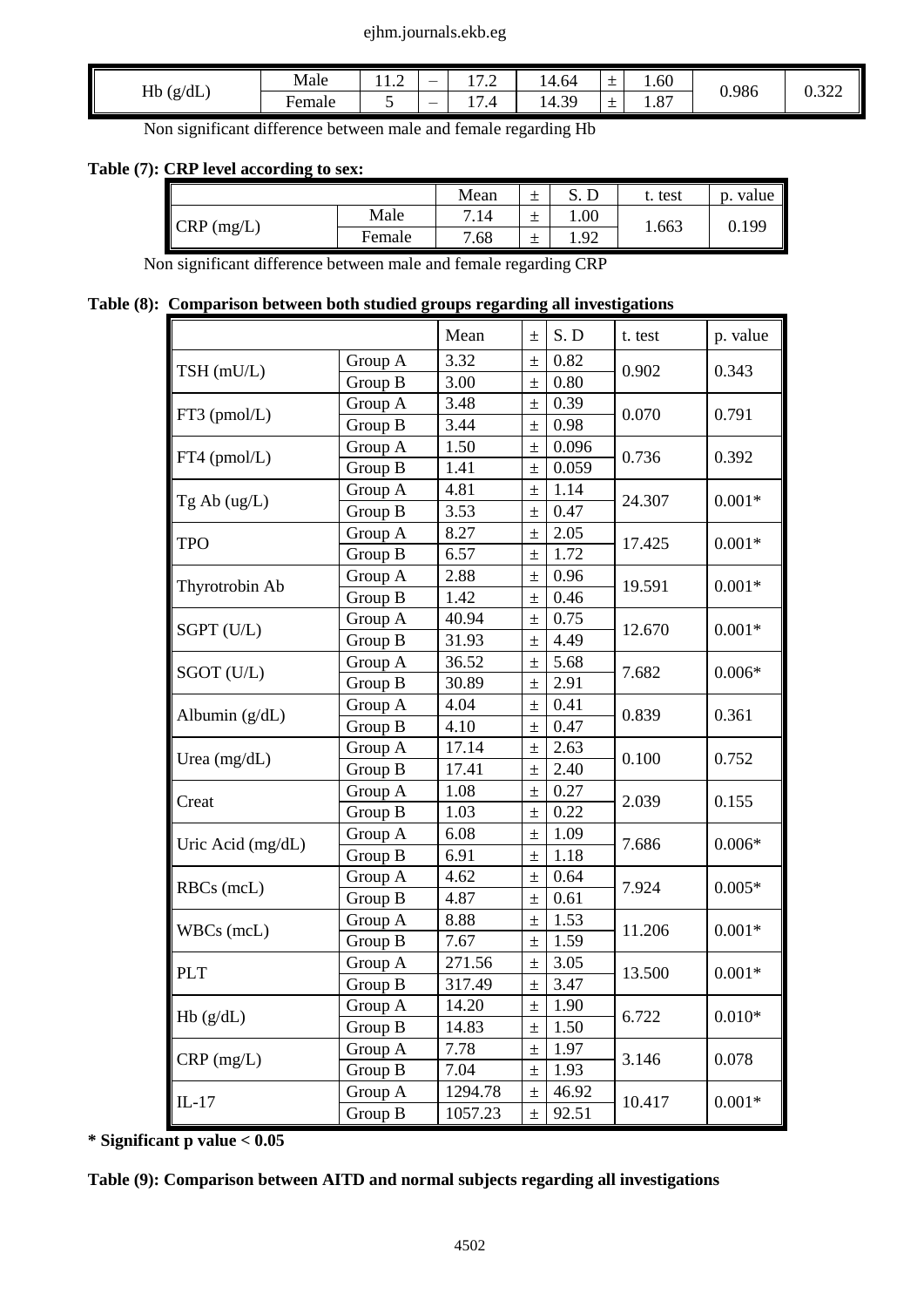| | | | | | | | | | |
|---|---|---|---|---|---|---|---|---|---|
| Hb (g/dL) | Male | 11.2 | – | 17.2 | 14.64 | ± | 1.60 | 0.986 | 0.322 |
| | Female | 5 | – | 17.4 | 14.39 | ± | 1.87 | | |

Non significant difference between male and female regarding Hb

**Table (7): CRP level according to sex:**

| | | Mean | ± | S. D | t. test | p. value |
|---|---|---|---|---|---|---|
| CRP (mg/L) | Male | 7.14 | ± | 1.00 | 1.663 | 0.199 |
| | Female | 7.68 | ± | 1.92 | | |

Non significant difference between male and female regarding CRP

**Table (8): Comparison between both studied groups regarding all investigations**

| | | Mean | ± | S. D | t. test | p. value |
|---|---|---|---|---|---|---|
| TSH (mU/L) | Group A | 3.32 | ± | 0.82 | 0.902 | 0.343 |
| | Group B | 3.00 | ± | 0.80 | | |
| FT3 (pmol/L) | Group A | 3.48 | ± | 0.39 | 0.070 | 0.791 |
| | Group B | 3.44 | ± | 0.98 | | |
| FT4 (pmol/L) | Group A | 1.50 | ± | 0.096 | 0.736 | 0.392 |
| | Group B | 1.41 | ± | 0.059 | | |
| Tg Ab (ug/L) | Group A | 4.81 | ± | 1.14 | 24.307 | 0.001* |
| | Group B | 3.53 | ± | 0.47 | | |
| TPO | Group A | 8.27 | ± | 2.05 | 17.425 | 0.001* |
| | Group B | 6.57 | ± | 1.72 | | |
| Thyrotrobin Ab | Group A | 2.88 | ± | 0.96 | 19.591 | 0.001* |
| | Group B | 1.42 | ± | 0.46 | | |
| SGPT (U/L) | Group A | 40.94 | ± | 0.75 | 12.670 | 0.001* |
| | Group B | 31.93 | ± | 4.49 | | |
| SGOT (U/L) | Group A | 36.52 | ± | 5.68 | 7.682 | 0.006* |
| | Group B | 30.89 | ± | 2.91 | | |
| Albumin (g/dL) | Group A | 4.04 | ± | 0.41 | 0.839 | 0.361 |
| | Group B | 4.10 | ± | 0.47 | | |
| Urea (mg/dL) | Group A | 17.14 | ± | 2.63 | 0.100 | 0.752 |
| | Group B | 17.41 | ± | 2.40 | | |
| Creat | Group A | 1.08 | ± | 0.27 | 2.039 | 0.155 |
| | Group B | 1.03 | ± | 0.22 | | |
| Uric Acid (mg/dL) | Group A | 6.08 | ± | 1.09 | 7.686 | 0.006* |
| | Group B | 6.91 | ± | 1.18 | | |
| RBCs (mcL) | Group A | 4.62 | ± | 0.64 | 7.924 | 0.005* |
| | Group B | 4.87 | ± | 0.61 | | |
| WBCs (mcL) | Group A | 8.88 | ± | 1.53 | 11.206 | 0.001* |
| | Group B | 7.67 | ± | 1.59 | | |
| PLT | Group A | 271.56 | ± | 3.05 | 13.500 | 0.001* |
| | Group B | 317.49 | ± | 3.47 | | |
| Hb (g/dL) | Group A | 14.20 | ± | 1.90 | 6.722 | 0.010* |
| | Group B | 14.83 | ± | 1.50 | | |
| CRP (mg/L) | Group A | 7.78 | ± | 1.97 | 3.146 | 0.078 |
| | Group B | 7.04 | ± | 1.93 | | |
| IL-17 | Group A | 1294.78 | ± | 46.92 | 10.417 | 0.001* |
| | Group B | 1057.23 | ± | 92.51 | | |

**\* Significant p value < 0.05**

**Table (9): Comparison between AITD and normal subjects regarding all investigations**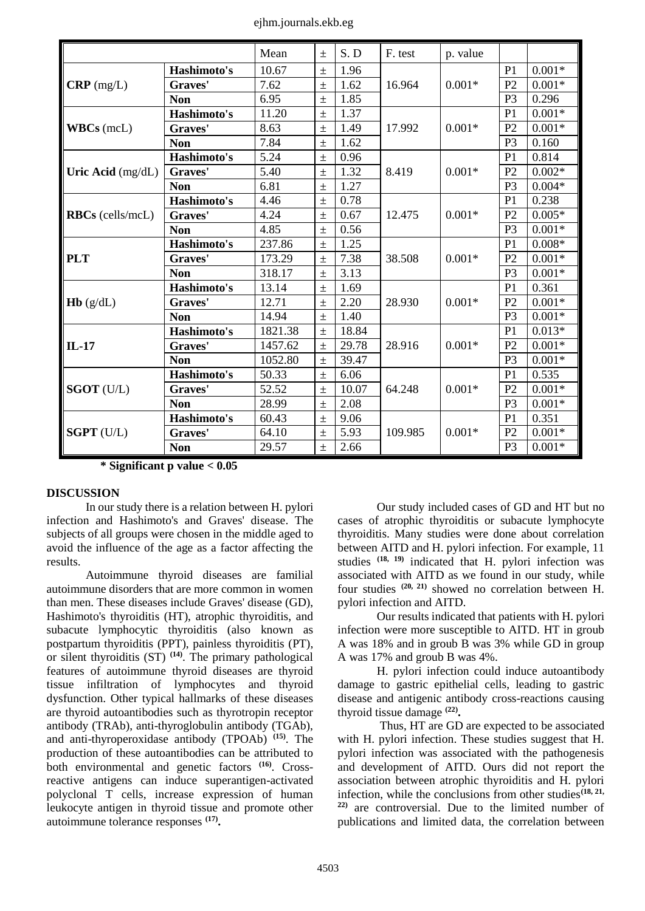| | | Mean | ± | S. D | F. test | p. value | | |
|---|---|---|---|---|---|---|---|---|
| **CRP** (mg/L) | **Hashimoto's** | 10.67 | ± | 1.96 | 16.964 | 0.001* | P1 | 0.001* |
| | **Graves'** | 7.62 | ± | 1.62 | | | P2 | 0.001* |
| | **Non** | 6.95 | ± | 1.85 | | | P3 | 0.296 |
| **WBCs** (mcL) | **Hashimoto's** | 11.20 | ± | 1.37 | 17.992 | 0.001* | P1 | 0.001* |
| | **Graves'** | 8.63 | ± | 1.49 | | | P2 | 0.001* |
| | **Non** | 7.84 | ± | 1.62 | | | P3 | 0.160 |
| **Uric Acid** (mg/dL) | **Hashimoto's** | 5.24 | ± | 0.96 | 8.419 | 0.001* | P1 | 0.814 |
| | **Graves'** | 5.40 | ± | 1.32 | | | P2 | 0.002* |
| | **Non** | 6.81 | ± | 1.27 | | | P3 | 0.004* |
| **RBCs** (cells/mcL) | **Hashimoto's** | 4.46 | ± | 0.78 | 12.475 | 0.001* | P1 | 0.238 |
| | **Graves'** | 4.24 | ± | 0.67 | | | P2 | 0.005* |
| | **Non** | 4.85 | ± | 0.56 | | | P3 | 0.001* |
| **PLT** | **Hashimoto's** | 237.86 | ± | 1.25 | 38.508 | 0.001* | P1 | 0.008* |
| | **Graves'** | 173.29 | ± | 7.38 | | | P2 | 0.001* |
| | **Non** | 318.17 | ± | 3.13 | | | P3 | 0.001* |
| **Hb** (g/dL) | **Hashimoto's** | 13.14 | ± | 1.69 | 28.930 | 0.001* | P1 | 0.361 |
| | **Graves'** | 12.71 | ± | 2.20 | | | P2 | 0.001* |
| | **Non** | 14.94 | ± | 1.40 | | | P3 | 0.001* |
| **IL-17** | **Hashimoto's** | 1821.38 | ± | 18.84 | 28.916 | 0.001* | P1 | 0.013* |
| | **Graves'** | 1457.62 | ± | 29.78 | | | P2 | 0.001* |
| | **Non** | 1052.80 | ± | 39.47 | | | P3 | 0.001* |
| **SGOT** (U/L) | **Hashimoto's** | 50.33 | ± | 6.06 | 64.248 | 0.001* | P1 | 0.535 |
| | **Graves'** | 52.52 | ± | 10.07 | | | P2 | 0.001* |
| | **Non** | 28.99 | ± | 2.08 | | | P3 | 0.001* |
| **SGPT** (U/L) | **Hashimoto's** | 60.43 | ± | 9.06 | 109.985 | 0.001* | P1 | 0.351 |
| | **Graves'** | 64.10 | ± | 5.93 | | | P2 | 0.001* |
| | **Non** | 29.57 | ± | 2.66 | | | P3 | 0.001* |

**\* Significant p value < 0.05**

## DISCUSSION

In our study there is a relation between H. pylori infection and Hashimoto's and Graves' disease. The subjects of all groups were chosen in the middle aged to avoid the influence of the age as a factor affecting the results.

Autoimmune thyroid diseases are familial autoimmune disorders that are more common in women than men. These diseases include Graves' disease (GD), Hashimoto's thyroiditis (HT), atrophic thyroiditis, and subacute lymphocytic thyroiditis (also known as postpartum thyroiditis (PPT), painless thyroiditis (PT), or silent thyroiditis (ST) [14]. The primary pathological features of autoimmune thyroid diseases are thyroid tissue infiltration of lymphocytes and thyroid dysfunction. Other typical hallmarks of these diseases are thyroid autoantibodies such as thyrotropin receptor antibody (TRAb), anti-thyroglobulin antibody (TGAb), and anti-thyroperoxidase antibody (TPOAb) [15]. The production of these autoantibodies can be attributed to both environmental and genetic factors [16]. Cross-reactive antigens can induce superantigen-activated polyclonal T cells, increase expression of human leukocyte antigen in thyroid tissue and promote other autoimmune tolerance responses [17].

Our study included cases of GD and HT but no cases of atrophic thyroiditis or subacute lymphocyte thyroiditis. Many studies were done about correlation between AITD and H. pylori infection. For example, 11 studies [18, 19] indicated that H. pylori infection was associated with AITD as we found in our study, while four studies [20, 21] showed no correlation between H. pylori infection and AITD.

Our results indicated that patients with H. pylori infection were more susceptible to AITD. HT in groub A was 18% and in groub B was 3% while GD in group A was 17% and groub B was 4%.

H. pylori infection could induce autoantibody damage to gastric epithelial cells, leading to gastric disease and antigenic antibody cross-reactions causing thyroid tissue damage [22].

Thus, HT are GD are expected to be associated with H. pylori infection. These studies suggest that H. pylori infection was associated with the pathogenesis and development of AITD. Ours did not report the association between atrophic thyroiditis and H. pylori infection, while the conclusions from other studies[18, 21, 22] are controversial. Due to the limited number of publications and limited data, the correlation between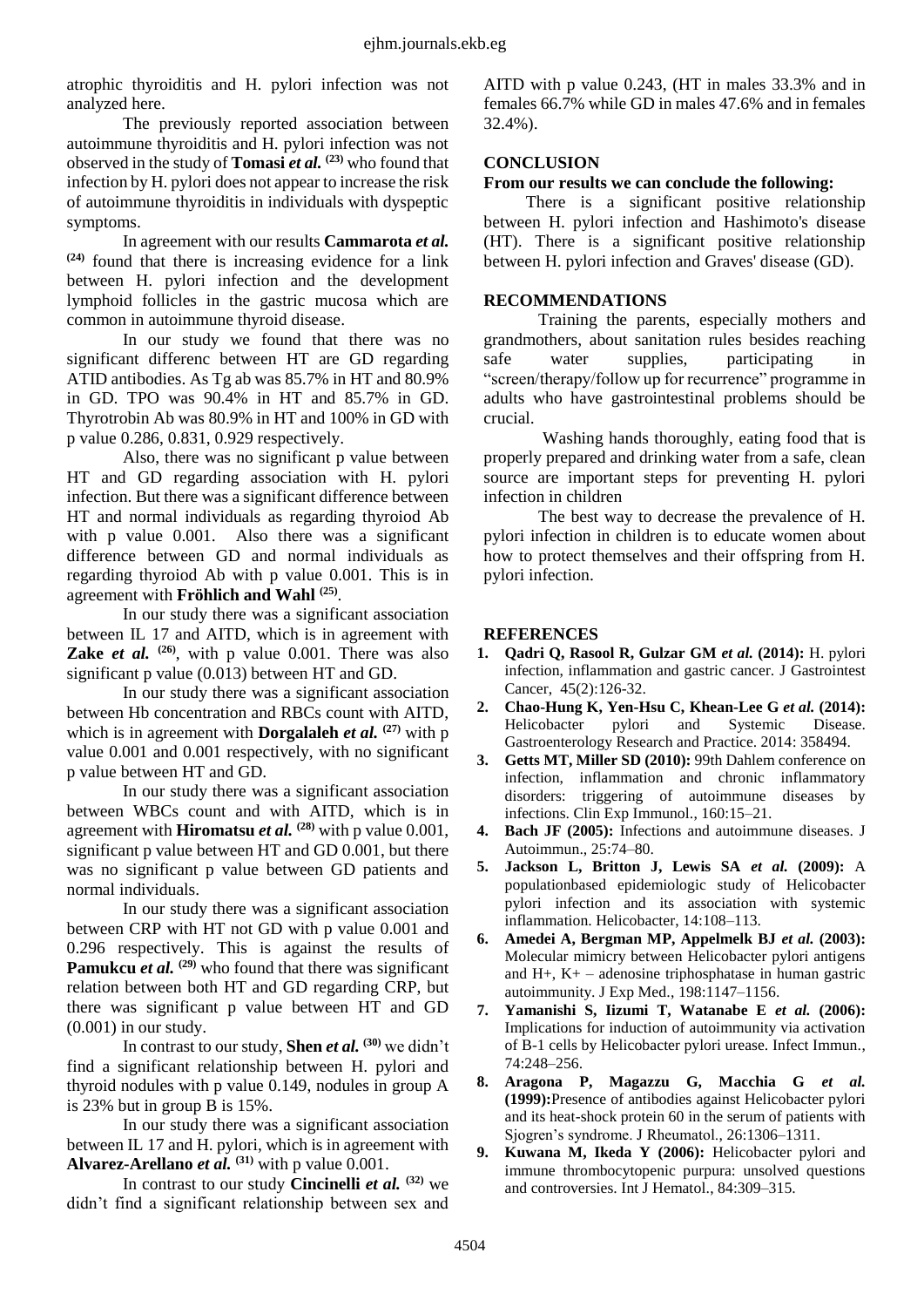atrophic thyroiditis and H. pylori infection was not analyzed here.

The previously reported association between autoimmune thyroiditis and H. pylori infection was not observed in the study of **Tomasi *et al.*** [(23)] who found that infection by H. pylori does not appear to increase the risk of autoimmune thyroiditis in individuals with dyspeptic symptoms.

In agreement with our results **Cammarota *et al.*** [(24)] found that there is increasing evidence for a link between H. pylori infection and the development lymphoid follicles in the gastric mucosa which are common in autoimmune thyroid disease.

In our study we found that there was no significant differenc between HT are GD regarding ATID antibodies. As Tg ab was 85.7% in HT and 80.9% in GD. TPO was 90.4% in HT and 85.7% in GD. Thyrotrobin Ab was 80.9% in HT and 100% in GD with p value 0.286, 0.831, 0.929 respectively.

Also, there was no significant p value between HT and GD regarding association with H. pylori infection. But there was a significant difference between HT and normal individuals as regarding thyroiod Ab with p value 0.001. Also there was a significant difference between GD and normal individuals as regarding thyroiod Ab with p value 0.001. This is in agreement with **Fröhlich and Wahl** [(25)].

In our study there was a significant association between IL 17 and AITD, which is in agreement with **Zake *et al.*** [(26)], with p value 0.001. There was also significant p value (0.013) between HT and GD.

In our study there was a significant association between Hb concentration and RBCs count with AITD, which is in agreement with **Dorgalaleh *et al.*** [(27)] with p value 0.001 and 0.001 respectively, with no significant p value between HT and GD.

In our study there was a significant association between WBCs count and with AITD, which is in agreement with **Hiromatsu *et al.*** [(28)] with p value 0.001, significant p value between HT and GD 0.001, but there was no significant p value between GD patients and normal individuals.

In our study there was a significant association between CRP with HT not GD with p value 0.001 and 0.296 respectively. This is against the results of **Pamukcu *et al.*** [(29)] who found that there was significant relation between both HT and GD regarding CRP, but there was significant p value between HT and GD (0.001) in our study.

In contrast to our study, **Shen *et al.*** [(30)] we didn't find a significant relationship between H. pylori and thyroid nodules with p value 0.149, nodules in group A is 23% but in group B is 15%.

In our study there was a significant association between IL 17 and H. pylori, which is in agreement with **Alvarez-Arellano *et al.*** [(31)] with p value 0.001.

In contrast to our study **Cincinelli *et al.*** [(32)] we didn't find a significant relationship between sex and AITD with p value 0.243, (HT in males 33.3% and in females 66.7% while GD in males 47.6% and in females 32.4%).

## CONCLUSION

**From our results we can conclude the following:**

There is a significant positive relationship between H. pylori infection and Hashimoto's disease (HT). There is a significant positive relationship between H. pylori infection and Graves' disease (GD).

## RECOMMENDATIONS

Training the parents, especially mothers and grandmothers, about sanitation rules besides reaching safe water supplies, participating in "screen/therapy/follow up for recurrence" programme in adults who have gastrointestinal problems should be crucial.

Washing hands thoroughly, eating food that is properly prepared and drinking water from a safe, clean source are important steps for preventing H. pylori infection in children

The best way to decrease the prevalence of H. pylori infection in children is to educate women about how to protect themselves and their offspring from H. pylori infection.

## REFERENCES

1. **Qadri Q, Rasool R, Gulzar GM *et al.* (2014):** H. pylori infection, inflammation and gastric cancer. J Gastrointest Cancer, 45(2):126-32.
2. **Chao-Hung K, Yen-Hsu C, Khean-Lee G *et al.* (2014):** Helicobacter pylori and Systemic Disease. Gastroenterology Research and Practice. 2014: 358494.
3. **Getts MT, Miller SD (2010):** 99th Dahlem conference on infection, inflammation and chronic inflammatory disorders: triggering of autoimmune diseases by infections. Clin Exp Immunol., 160:15–21.
4. **Bach JF (2005):** Infections and autoimmune diseases. J Autoimmun., 25:74–80.
5. **Jackson L, Britton J, Lewis SA *et al.* (2009):** A populationbased epidemiologic study of Helicobacter pylori infection and its association with systemic inflammation. Helicobacter, 14:108–113.
6. **Amedei A, Bergman MP, Appelmelk BJ *et al.* (2003):** Molecular mimicry between Helicobacter pylori antigens and H+, K+ – adenosine triphosphatase in human gastric autoimmunity. J Exp Med., 198:1147–1156.
7. **Yamanishi S, Iizumi T, Watanabe E *et al.* (2006):** Implications for induction of autoimmunity via activation of B-1 cells by Helicobacter pylori urease. Infect Immun., 74:248–256.
8. **Aragona P, Magazzu G, Macchia G *et al.* (1999):**Presence of antibodies against Helicobacter pylori and its heat-shock protein 60 in the serum of patients with Sjogren's syndrome. J Rheumatol., 26:1306–1311.
9. **Kuwana M, Ikeda Y (2006):** Helicobacter pylori and immune thrombocytopenic purpura: unsolved questions and controversies. Int J Hematol., 84:309–315.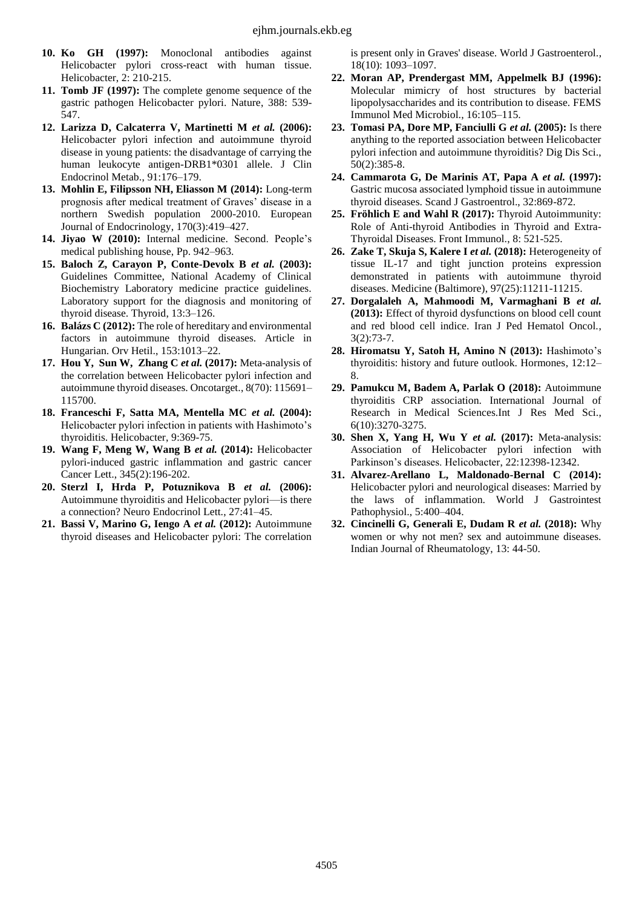10. **Ko GH (1997):** Monoclonal antibodies against Helicobacter pylori cross-react with human tissue. Helicobacter, 2: 210-215.
11. **Tomb JF (1997):** The complete genome sequence of the gastric pathogen Helicobacter pylori. Nature, 388: 539-547.
12. **Larizza D, Calcaterra V, Martinetti M *et al.* (2006):** Helicobacter pylori infection and autoimmune thyroid disease in young patients: the disadvantage of carrying the human leukocyte antigen-DRB1*0301 allele. J Clin Endocrinol Metab., 91:176–179.
13. **Mohlin E, Filipsson NH, Eliasson M (2014):** Long-term prognosis after medical treatment of Graves' disease in a northern Swedish population 2000-2010. European Journal of Endocrinology, 170(3):419–427.
14. **Jiyao W (2010):** Internal medicine. Second. People's medical publishing house, Pp. 942–963.
15. **Baloch Z, Carayon P, Conte-Devolx B *et al.* (2003):** Guidelines Committee, National Academy of Clinical Biochemistry Laboratory medicine practice guidelines. Laboratory support for the diagnosis and monitoring of thyroid disease. Thyroid, 13:3–126.
16. **Balázs C (2012):** The role of hereditary and environmental factors in autoimmune thyroid diseases. Article in Hungarian. Orv Hetil., 153:1013–22.
17. **Hou Y, Sun W, Zhang C *et al.* (2017):** Meta-analysis of the correlation between Helicobacter pylori infection and autoimmune thyroid diseases. Oncotarget., 8(70): 115691–115700.
18. **Franceschi F, Satta MA, Mentella MC *et al.* (2004):** Helicobacter pylori infection in patients with Hashimoto's thyroiditis. Helicobacter, 9:369-75.
19. **Wang F, Meng W, Wang B *et al.* (2014):** Helicobacter pylori-induced gastric inflammation and gastric cancer Cancer Lett., 345(2):196-202.
20. **Sterzl I, Hrda P, Potuznikova B *et al.* (2006):** Autoimmune thyroiditis and Helicobacter pylori—is there a connection? Neuro Endocrinol Lett., 27:41–45.
21. **Bassi V, Marino G, Iengo A *et al.* (2012):** Autoimmune thyroid diseases and Helicobacter pylori: The correlation is present only in Graves' disease. World J Gastroenterol., 18(10): 1093–1097.
22. **Moran AP, Prendergast MM, Appelmelk BJ (1996):** Molecular mimicry of host structures by bacterial lipopolysaccharides and its contribution to disease. FEMS Immunol Med Microbiol., 16:105–115.
23. **Tomasi PA, Dore MP, Fanciulli G *et al.* (2005):** Is there anything to the reported association between Helicobacter pylori infection and autoimmune thyroiditis? Dig Dis Sci., 50(2):385-8.
24. **Cammarota G, De Marinis AT, Papa A *et al.* (1997):** Gastric mucosa associated lymphoid tissue in autoimmune thyroid diseases. Scand J Gastroentrol., 32:869-872.
25. **Fröhlich E and Wahl R (2017):** Thyroid Autoimmunity: Role of Anti-thyroid Antibodies in Thyroid and Extra-Thyroidal Diseases. Front Immunol., 8: 521-525.
26. **Zake T, Skuja S, Kalere I *et al.* (2018):** Heterogeneity of tissue IL-17 and tight junction proteins expression demonstrated in patients with autoimmune thyroid diseases. Medicine (Baltimore), 97(25):11211-11215.
27. **Dorgalaleh A, Mahmoodi M, Varmaghani B *et al.* (2013):** Effect of thyroid dysfunctions on blood cell count and red blood cell indice. Iran J Ped Hematol Oncol., 3(2):73-7.
28. **Hiromatsu Y, Satoh H, Amino N (2013):** Hashimoto's thyroiditis: history and future outlook. Hormones, 12:12–8.
29. **Pamukcu M, Badem A, Parlak O (2018):** Autoimmune thyroiditis CRP association. International Journal of Research in Medical Sciences.Int J Res Med Sci., 6(10):3270-3275.
30. **Shen X, Yang H, Wu Y *et al.* (2017):** Meta-analysis: Association of Helicobacter pylori infection with Parkinson's diseases. Helicobacter, 22:12398-12342.
31. **Alvarez-Arellano L, Maldonado-Bernal C (2014):** Helicobacter pylori and neurological diseases: Married by the laws of inflammation. World J Gastrointest Pathophysiol., 5:400–404.
32. **Cincinelli G, Generali E, Dudam R *et al.* (2018):** Why women or why not men? sex and autoimmune diseases. Indian Journal of Rheumatology, 13: 44-50.